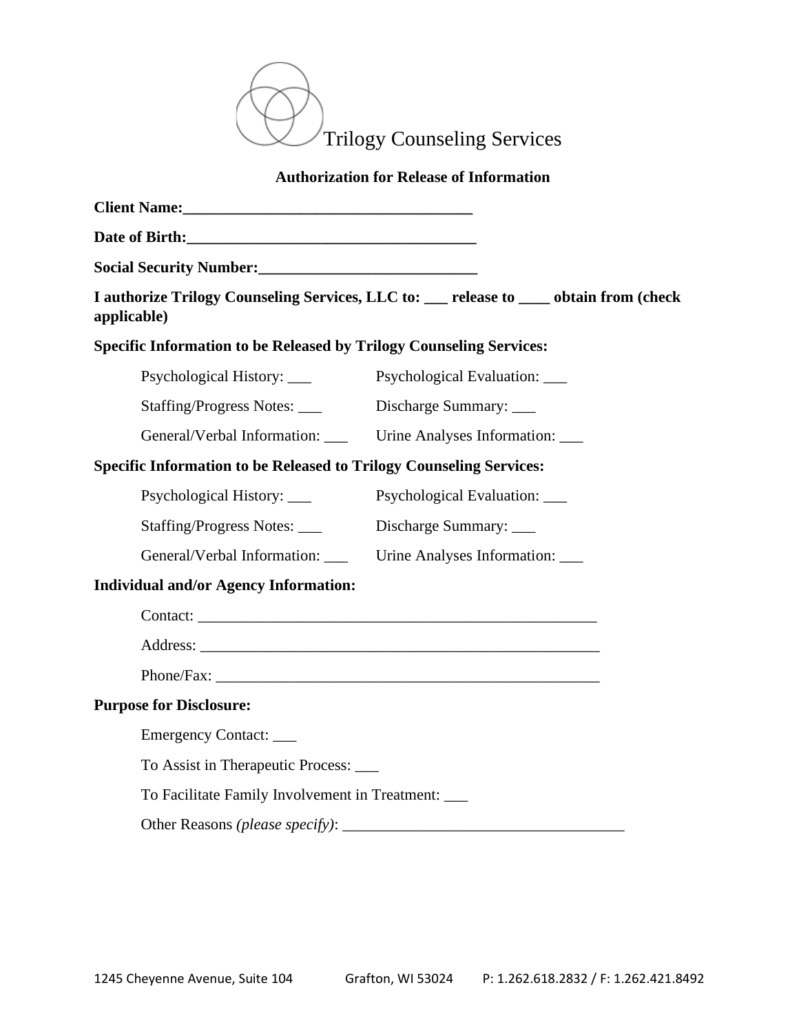Trilogy Counseling Services

## Authorization for Release of Information

**Client Name:_____________________________________**

**Date of Birth:_____________________________________**

**Social Security Number:____________________________**

**I authorize Trilogy Counseling Services, LLC to: ___ release to ____ obtain from (check applicable)**

**Specific Information to be Released by Trilogy Counseling Services:**

Psychological History: ___ Psychological Evaluation: ___

Staffing/Progress Notes: ___ Discharge Summary: ___

General/Verbal Information: ___ Urine Analyses Information: ___

**Specific Information to be Released to Trilogy Counseling Services:**

Psychological History: ___ Psychological Evaluation: ___

Staffing/Progress Notes: ___ Discharge Summary: ___

General/Verbal Information: ___ Urine Analyses Information: ___

**Individual and/or Agency Information:**

Contact: ____________________________________________________

Address: ____________________________________________________

Phone/Fax: __________________________________________________

**Purpose for Disclosure:**

Emergency Contact: ___

To Assist in Therapeutic Process: ___

To Facilitate Family Involvement in Treatment: ___

Other Reasons *(please specify)*: ____________________________________

1245 Cheyenne Avenue, Suite 104 Grafton, WI 53024 P: 1.262.618.2832 / F: 1.262.421.8492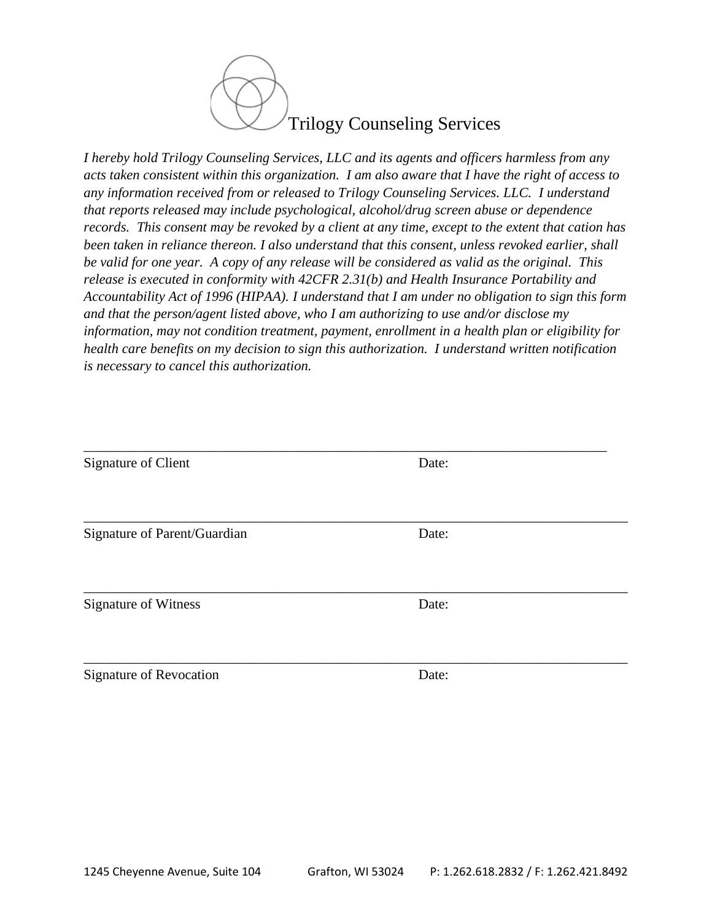# Trilogy Counseling Services

*I hereby hold Trilogy Counseling Services, LLC and its agents and officers harmless from any acts taken consistent within this organization. I am also aware that I have the right of access to any information received from or released to Trilogy Counseling Services. LLC. I understand that reports released may include psychological, alcohol/drug screen abuse or dependence records. This consent may be revoked by a client at any time, except to the extent that cation has been taken in reliance thereon. I also understand that this consent, unless revoked earlier, shall be valid for one year. A copy of any release will be considered as valid as the original. This release is executed in conformity with 42CFR 2.31(b) and Health Insurance Portability and Accountability Act of 1996 (HIPAA). I understand that I am under no obligation to sign this form and that the person/agent listed above, who I am authorizing to use and/or disclose my information, may not condition treatment, payment, enrollment in a health plan or eligibility for health care benefits on my decision to sign this authorization. I understand written notification is necessary to cancel this authorization.*

\_\_\_\_\_\_\_\_\_\_\_\_\_\_\_\_\_\_\_\_\_\_\_\_\_\_\_\_\_\_\_\_\_\_\_\_\_\_\_\_\_\_\_\_\_\_\_\_\_\_\_\_\_\_\_\_\_\_\_\_\_\_\_\_\_\_\_\_

Signature of Client Date:

\_\_\_\_\_\_\_\_\_\_\_\_\_\_\_\_\_\_\_\_\_\_\_\_\_\_\_\_\_\_\_\_\_\_\_\_\_\_\_\_\_\_\_\_\_\_\_\_\_\_\_\_\_\_\_\_\_\_\_\_\_\_\_\_\_\_\_\_

Signature of Parent/Guardian Date:

\_\_\_\_\_\_\_\_\_\_\_\_\_\_\_\_\_\_\_\_\_\_\_\_\_\_\_\_\_\_\_\_\_\_\_\_\_\_\_\_\_\_\_\_\_\_\_\_\_\_\_\_\_\_\_\_\_\_\_\_\_\_\_\_\_\_\_\_

Signature of Witness Date:

\_\_\_\_\_\_\_\_\_\_\_\_\_\_\_\_\_\_\_\_\_\_\_\_\_\_\_\_\_\_\_\_\_\_\_\_\_\_\_\_\_\_\_\_\_\_\_\_\_\_\_\_\_\_\_\_\_\_\_\_\_\_\_\_\_\_\_\_

Signature of Revocation Date:

1245 Cheyenne Avenue, Suite 104 Grafton, WI 53024 P: 1.262.618.2832 / F: 1.262.421.8492